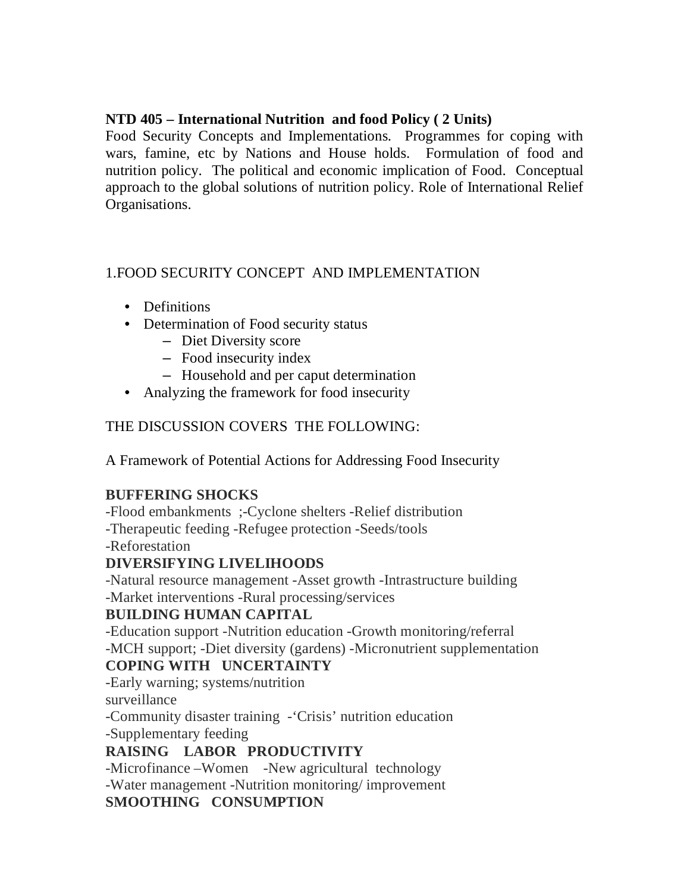**NTD 405 – International Nutrition and food Policy ( 2 Units)**

Food Security Concepts and Implementations. Programmes for coping with wars, famine, etc by Nations and House holds. Formulation of food and nutrition policy. The political and economic implication of Food. Conceptual approach to the global solutions of nutrition policy. Role of International Relief Organisations.

1.FOOD SECURITY CONCEPT AND IMPLEMENTATION

- Definitions
- Determination of Food security status
  - Diet Diversity score
  - Food insecurity index
  - Household and per caput determination
- Analyzing the framework for food insecurity

THE DISCUSSION COVERS THE FOLLOWING:

A Framework of Potential Actions for Addressing Food Insecurity

**BUFFERING SHOCKS**

-Flood embankments ;-Cyclone shelters -Relief distribution
-Therapeutic feeding -Refugee protection -Seeds/tools
-Reforestation

**DIVERSIFYING LIVELIHOODS**

-Natural resource management -Asset growth -Intrastructure building
-Market interventions -Rural processing/services

**BUILDING HUMAN CAPITAL**

-Education support -Nutrition education -Growth monitoring/referral
-MCH support; -Diet diversity (gardens) -Micronutrient supplementation

**COPING WITH UNCERTAINTY**

-Early warning; systems/nutrition
surveillance
-Community disaster training -'Crisis' nutrition education
-Supplementary feeding

**RAISING LABOR PRODUCTIVITY**

-Microfinance –Women -New agricultural technology
-Water management -Nutrition monitoring/ improvement

**SMOOTHING CONSUMPTION**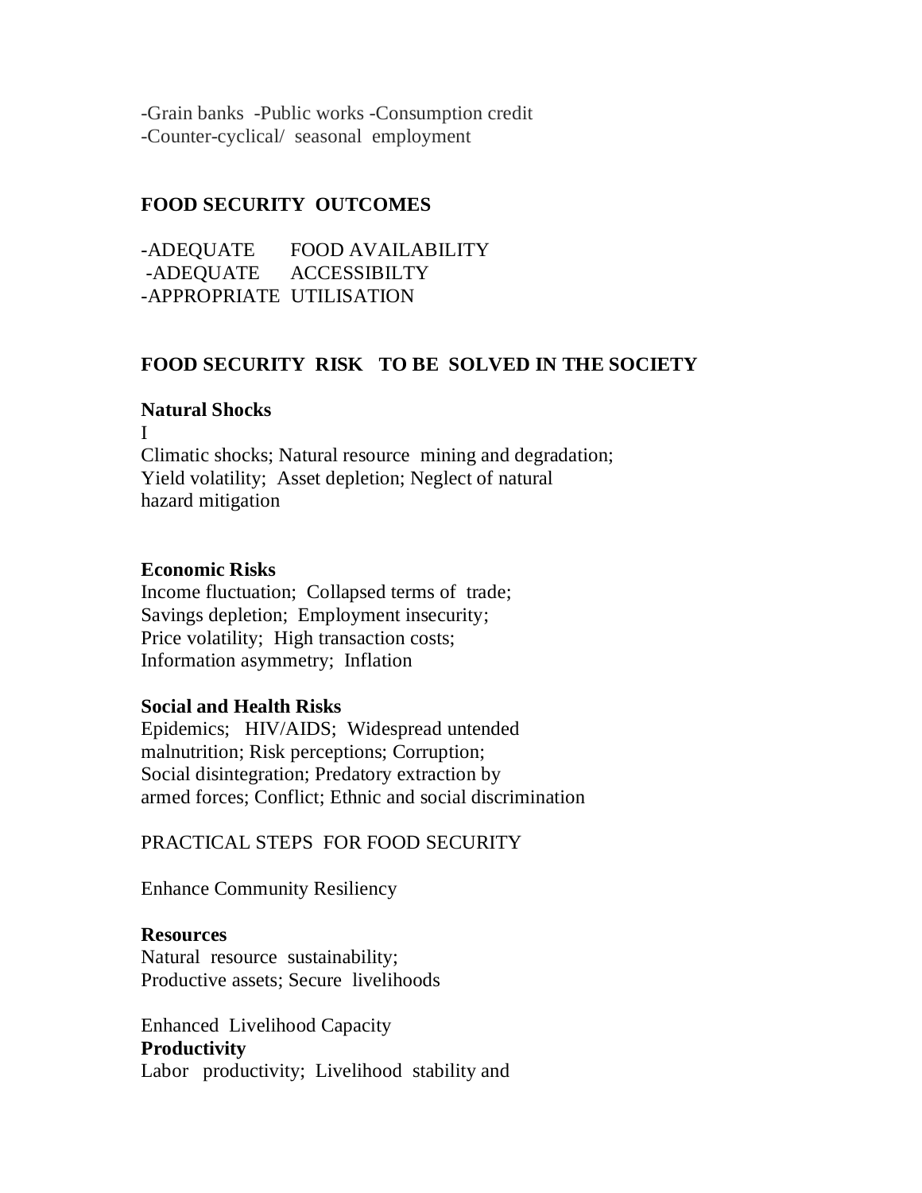-Grain banks -Public works -Consumption credit
-Counter-cyclical/ seasonal employment

**FOOD SECURITY OUTCOMES**

-ADEQUATE FOOD AVAILABILITY
-ADEQUATE ACCESSIBILTY
-APPROPRIATE UTILISATION

**FOOD SECURITY RISK TO BE SOLVED IN THE SOCIETY**

**Natural Shocks**
I
Climatic shocks; Natural resource mining and degradation; Yield volatility; Asset depletion; Neglect of natural hazard mitigation

**Economic Risks**
Income fluctuation; Collapsed terms of trade; Savings depletion; Employment insecurity; Price volatility; High transaction costs; Information asymmetry; Inflation

**Social and Health Risks**
Epidemics; HIV/AIDS; Widespread untended malnutrition; Risk perceptions; Corruption; Social disintegration; Predatory extraction by armed forces; Conflict; Ethnic and social discrimination

PRACTICAL STEPS FOR FOOD SECURITY

Enhance Community Resiliency

**Resources**
Natural resource sustainability; Productive assets; Secure livelihoods

Enhanced Livelihood Capacity
**Productivity**
Labor productivity; Livelihood stability and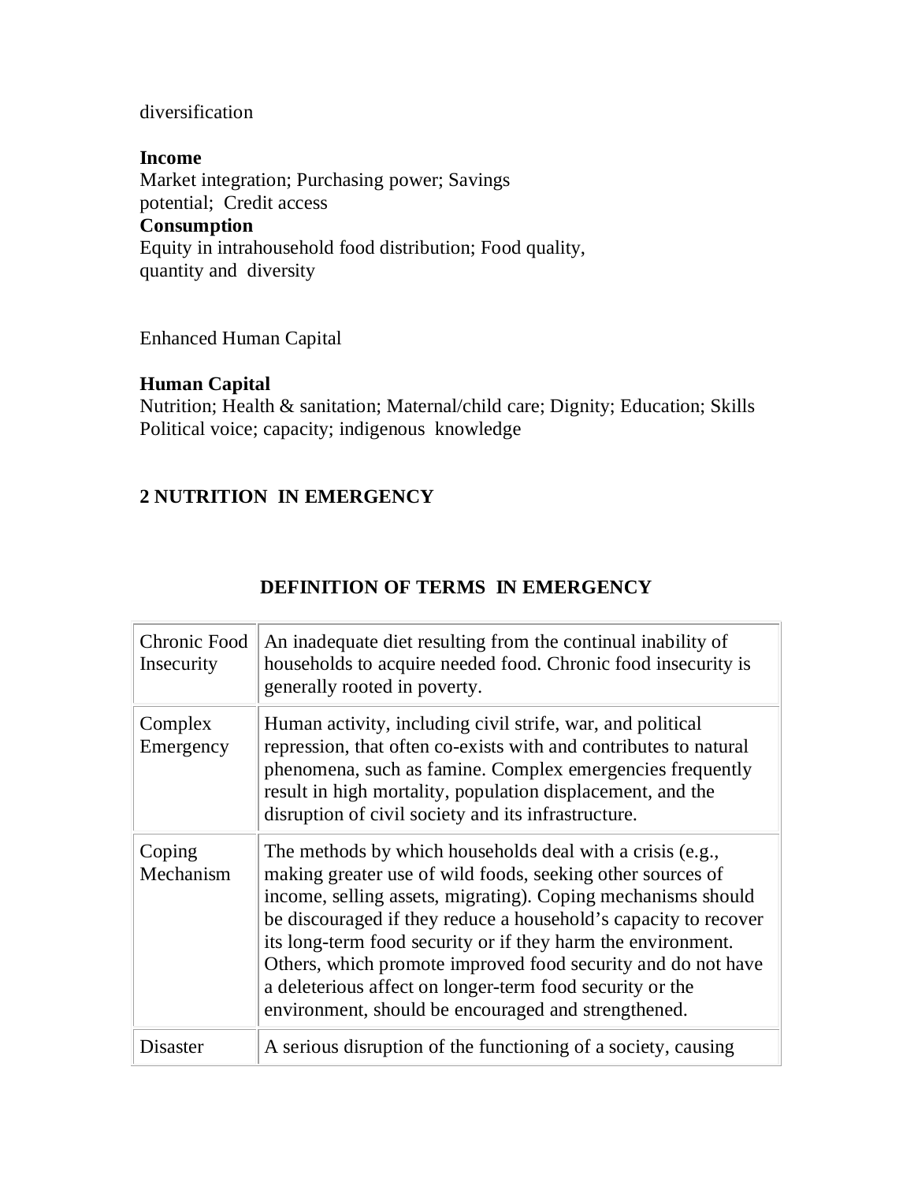diversification

**Income**
Market integration; Purchasing power; Savings potential; Credit access
**Consumption**
Equity in intrahousehold food distribution; Food quality, quantity and diversity

Enhanced Human Capital

**Human Capital**
Nutrition; Health & sanitation; Maternal/child care; Dignity; Education; Skills Political voice; capacity; indigenous knowledge

## 2 NUTRITION IN EMERGENCY

### DEFINITION OF TERMS IN EMERGENCY

| | |
|---|---|
| Chronic Food Insecurity | An inadequate diet resulting from the continual inability of households to acquire needed food. Chronic food insecurity is generally rooted in poverty. |
| Complex Emergency | Human activity, including civil strife, war, and political repression, that often co-exists with and contributes to natural phenomena, such as famine. Complex emergencies frequently result in high mortality, population displacement, and the disruption of civil society and its infrastructure. |
| Coping Mechanism | The methods by which households deal with a crisis (e.g., making greater use of wild foods, seeking other sources of income, selling assets, migrating). Coping mechanisms should be discouraged if they reduce a household's capacity to recover its long-term food security or if they harm the environment. Others, which promote improved food security and do not have a deleterious affect on longer-term food security or the environment, should be encouraged and strengthened. |
| Disaster | A serious disruption of the functioning of a society, causing |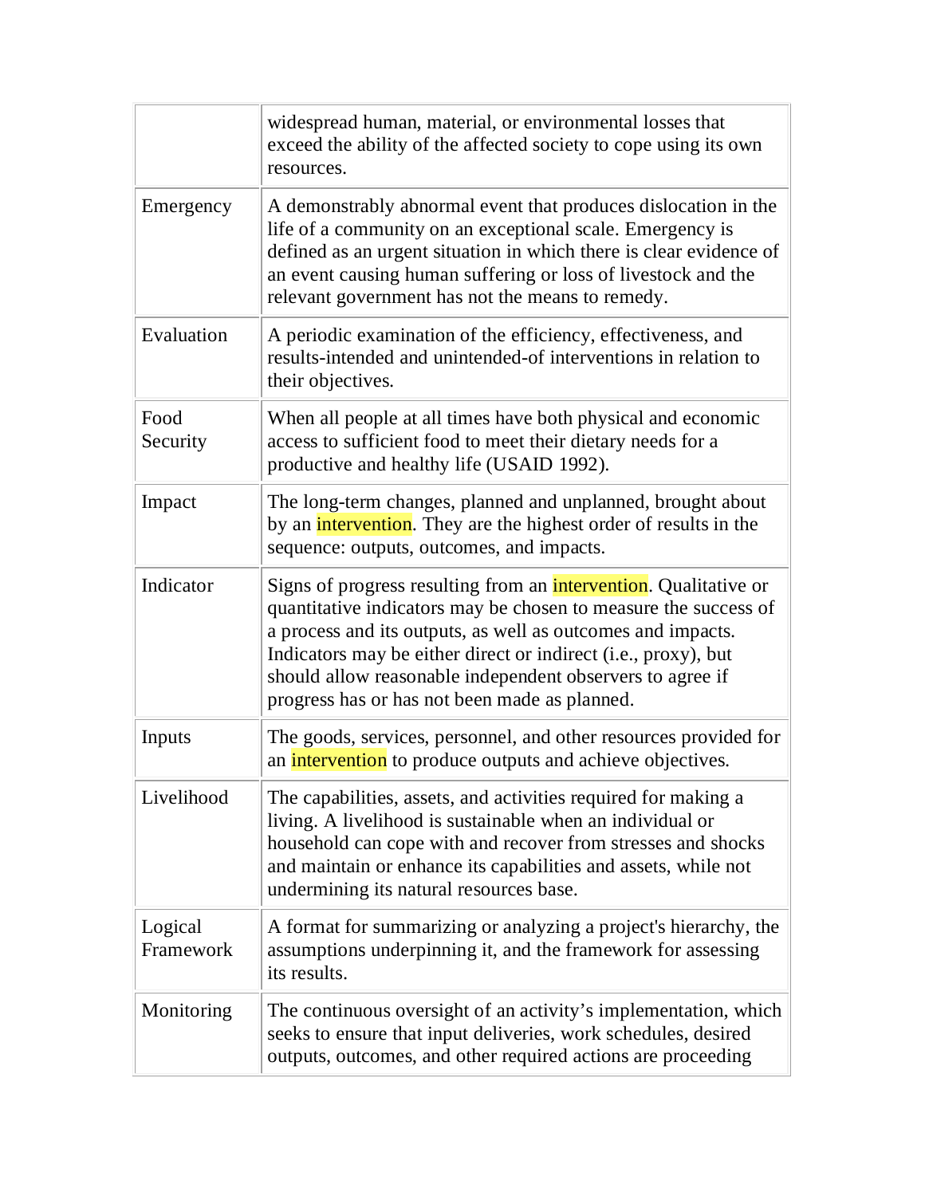| | |
|---|---|
| | widespread human, material, or environmental losses that exceed the ability of the affected society to cope using its own resources. |
| Emergency | A demonstrably abnormal event that produces dislocation in the life of a community on an exceptional scale. Emergency is defined as an urgent situation in which there is clear evidence of an event causing human suffering or loss of livestock and the relevant government has not the means to remedy. |
| Evaluation | A periodic examination of the efficiency, effectiveness, and results-intended and unintended-of interventions in relation to their objectives. |
| Food Security | When all people at all times have both physical and economic access to sufficient food to meet their dietary needs for a productive and healthy life (USAID 1992). |
| Impact | The long-term changes, planned and unplanned, brought about by an intervention. They are the highest order of results in the sequence: outputs, outcomes, and impacts. |
| Indicator | Signs of progress resulting from an intervention. Qualitative or quantitative indicators may be chosen to measure the success of a process and its outputs, as well as outcomes and impacts. Indicators may be either direct or indirect (i.e., proxy), but should allow reasonable independent observers to agree if progress has or has not been made as planned. |
| Inputs | The goods, services, personnel, and other resources provided for an intervention to produce outputs and achieve objectives. |
| Livelihood | The capabilities, assets, and activities required for making a living. A livelihood is sustainable when an individual or household can cope with and recover from stresses and shocks and maintain or enhance its capabilities and assets, while not undermining its natural resources base. |
| Logical Framework | A format for summarizing or analyzing a project's hierarchy, the assumptions underpinning it, and the framework for assessing its results. |
| Monitoring | The continuous oversight of an activity's implementation, which seeks to ensure that input deliveries, work schedules, desired outputs, outcomes, and other required actions are proceeding |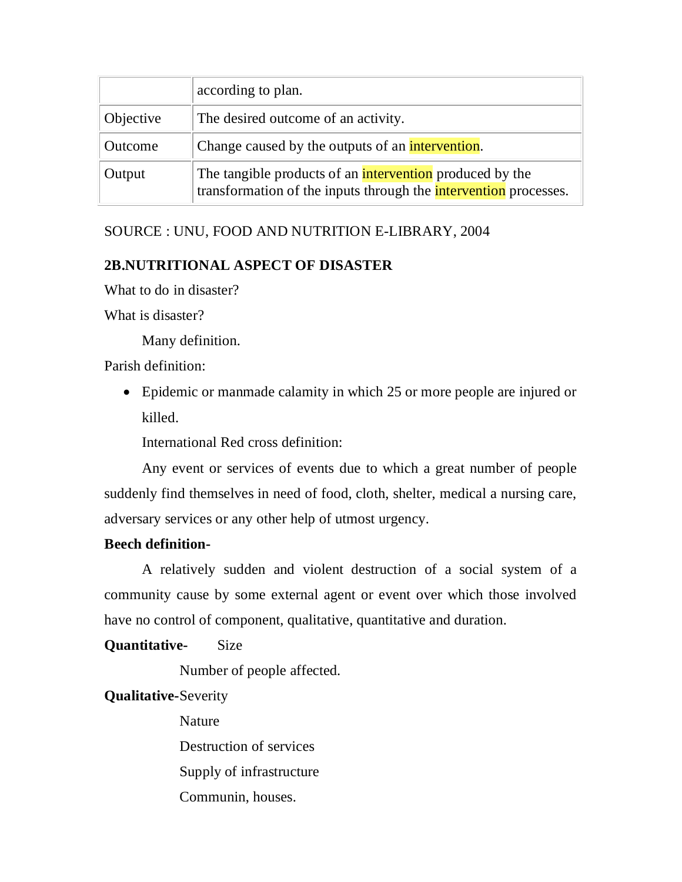| | |
|---|---|
| | according to plan. |
| Objective | The desired outcome of an activity. |
| Outcome | Change caused by the outputs of an intervention. |
| Output | The tangible products of an intervention produced by the transformation of the inputs through the intervention processes. |

SOURCE : UNU, FOOD AND NUTRITION E-LIBRARY, 2004

**2B.NUTRITIONAL ASPECT OF DISASTER**

What to do in disaster?

What is disaster?

Many definition.

Parish definition:

- Epidemic or manmade calamity in which 25 or more people are injured or killed.

International Red cross definition:

Any event or services of events due to which a great number of people suddenly find themselves in need of food, cloth, shelter, medical a nursing care, adversary services or any other help of utmost urgency.

**Beech definition-**

A relatively sudden and violent destruction of a social system of a community cause by some external agent or event over which those involved have no control of component, qualitative, quantitative and duration.

**Quantitative-** Size

Number of people affected.

**Qualitative-** Severity

Nature

Destruction of services

Supply of infrastructure

Communin, houses.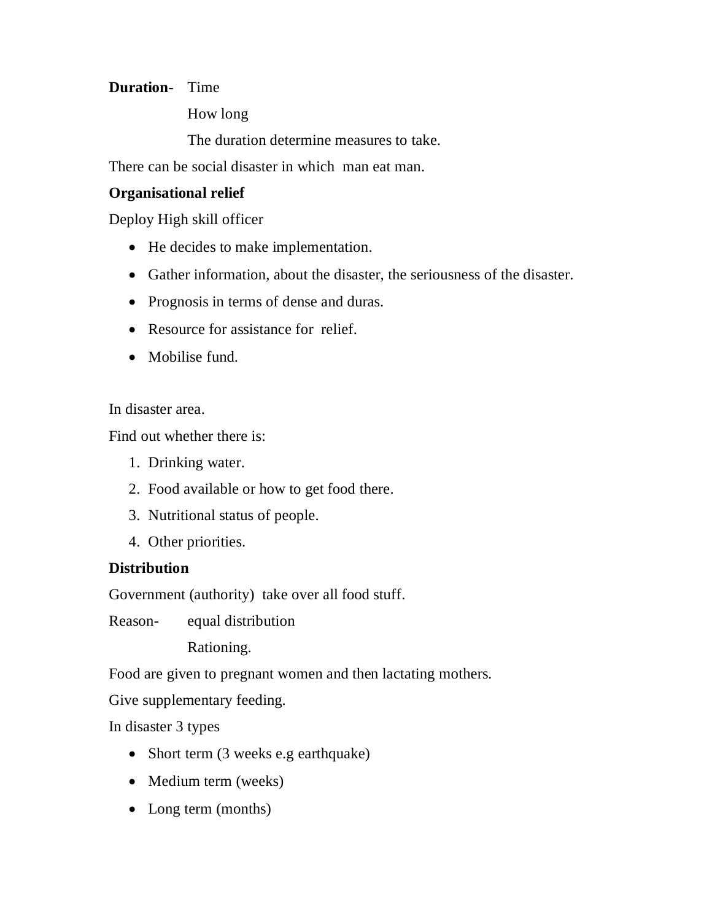**Duration-** Time

How long

The duration determine measures to take.

There can be social disaster in which man eat man.

**Organisational relief**

Deploy High skill officer

- He decides to make implementation.
- Gather information, about the disaster, the seriousness of the disaster.
- Prognosis in terms of dense and duras.
- Resource for assistance for relief.
- Mobilise fund.

In disaster area.

Find out whether there is:

1. Drinking water.
2. Food available or how to get food there.
3. Nutritional status of people.
4. Other priorities.

**Distribution**

Government (authority) take over all food stuff.

Reason- equal distribution

Rationing.

Food are given to pregnant women and then lactating mothers.

Give supplementary feeding.

In disaster 3 types

- Short term (3 weeks e.g earthquake)
- Medium term (weeks)
- Long term (months)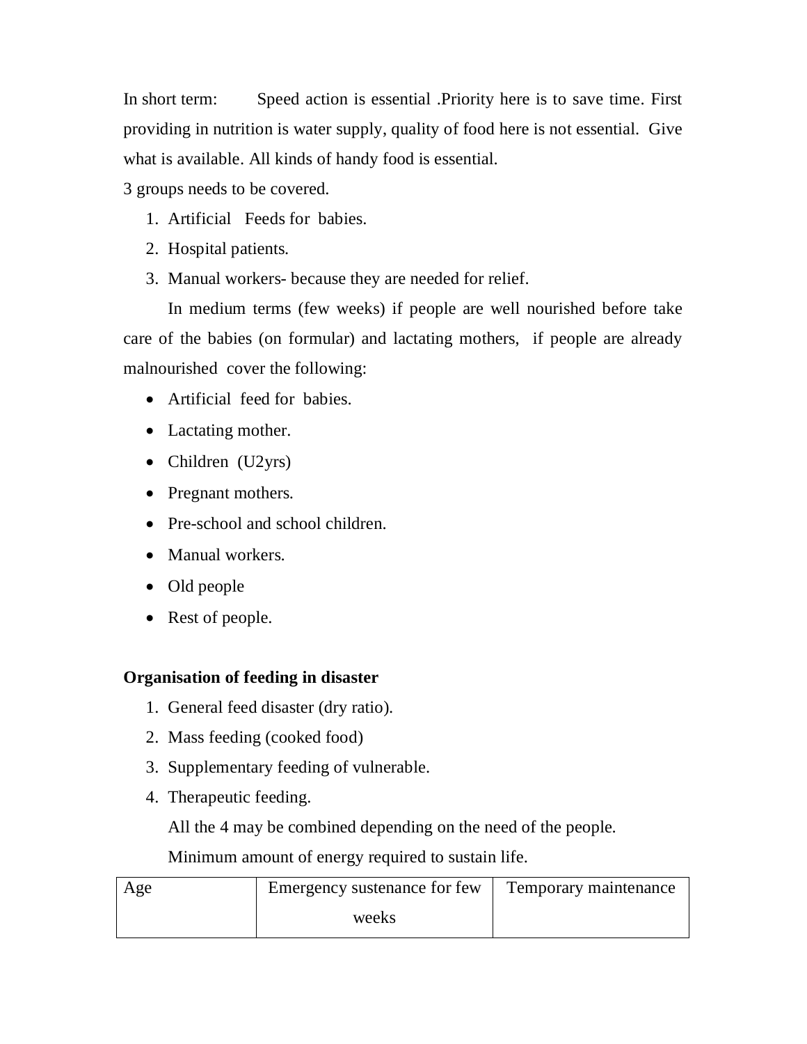In short term: Speed action is essential .Priority here is to save time. First providing in nutrition is water supply, quality of food here is not essential. Give what is available. All kinds of handy food is essential.

3 groups needs to be covered.

1. Artificial Feeds for babies.
2. Hospital patients.
3. Manual workers- because they are needed for relief.

In medium terms (few weeks) if people are well nourished before take care of the babies (on formular) and lactating mothers, if people are already malnourished cover the following:

- Artificial feed for babies.
- Lactating mother.
- Children (U2yrs)
- Pregnant mothers.
- Pre-school and school children.
- Manual workers.
- Old people
- Rest of people.

**Organisation of feeding in disaster**

1. General feed disaster (dry ratio).
2. Mass feeding (cooked food)
3. Supplementary feeding of vulnerable.
4. Therapeutic feeding.

All the 4 may be combined depending on the need of the people.

Minimum amount of energy required to sustain life.

| Age | Emergency sustenance for few weeks | Temporary maintenance |
|---|---|---|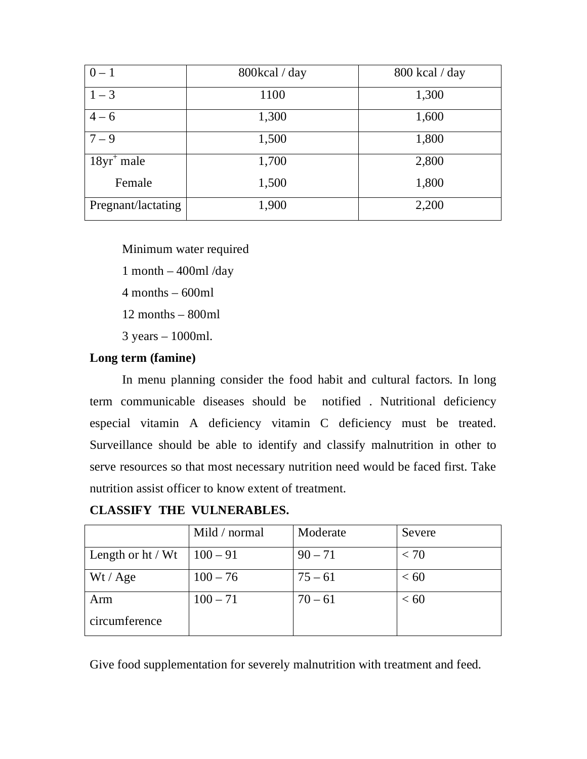| 0 – 1 | 800kcal / day | 800 kcal / day |
|---|---|---|
| 1 – 3 | 1100 | 1,300 |
| 4 – 6 | 1,300 | 1,600 |
| 7 – 9 | 1,500 | 1,800 |
| 18yr$^{+}$ male<br>Female | 1,700<br>1,500 | 2,800<br>1,800 |
| Pregnant/lactating | 1,900 | 2,200 |

Minimum water required

1 month – 400ml /day

4 months – 600ml

12 months – 800ml

3 years – 1000ml.

**Long term (famine)**

In menu planning consider the food habit and cultural factors. In long term communicable diseases should be notified . Nutritional deficiency especial vitamin A deficiency vitamin C deficiency must be treated. Surveillance should be able to identify and classify malnutrition in other to serve resources so that most necessary nutrition need would be faced first. Take nutrition assist officer to know extent of treatment.

**CLASSIFY THE VULNERABLES.**

| | Mild / normal | Moderate | Severe |
|---|---|---|---|
| Length or ht / Wt | 100 – 91 | 90 – 71 | < 70 |
| Wt / Age | 100 – 76 | 75 – 61 | < 60 |
| Arm circumference | 100 – 71 | 70 – 61 | < 60 |

Give food supplementation for severely malnutrition with treatment and feed.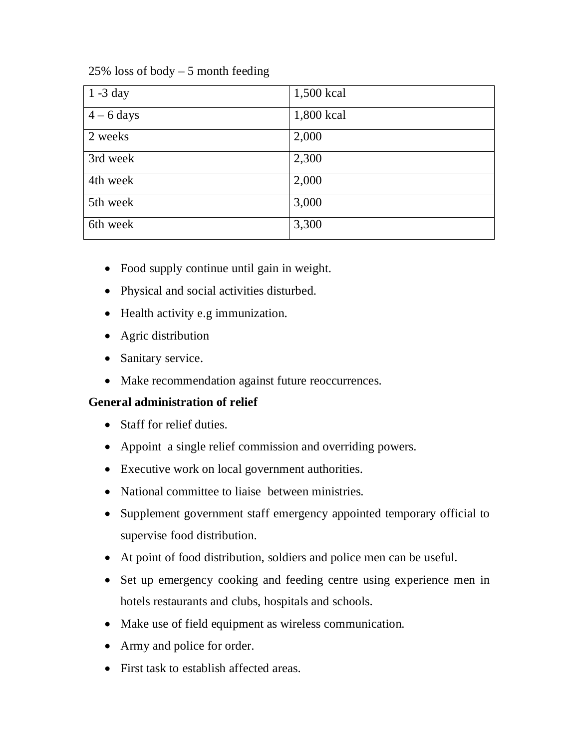25% loss of body – 5 month feeding

| 1 -3 day | 1,500 kcal |
| --- | --- |
| 4 – 6 days | 1,800 kcal |
| 2 weeks | 2,000 |
| 3rd week | 2,300 |
| 4th week | 2,000 |
| 5th week | 3,000 |
| 6th week | 3,300 |

- Food supply continue until gain in weight.
- Physical and social activities disturbed.
- Health activity e.g immunization.
- Agric distribution
- Sanitary service.
- Make recommendation against future reoccurrences.

**General administration of relief**

- Staff for relief duties.
- Appoint a single relief commission and overriding powers.
- Executive work on local government authorities.
- National committee to liaise between ministries.
- Supplement government staff emergency appointed temporary official to supervise food distribution.
- At point of food distribution, soldiers and police men can be useful.
- Set up emergency cooking and feeding centre using experience men in hotels restaurants and clubs, hospitals and schools.
- Make use of field equipment as wireless communication.
- Army and police for order.
- First task to establish affected areas.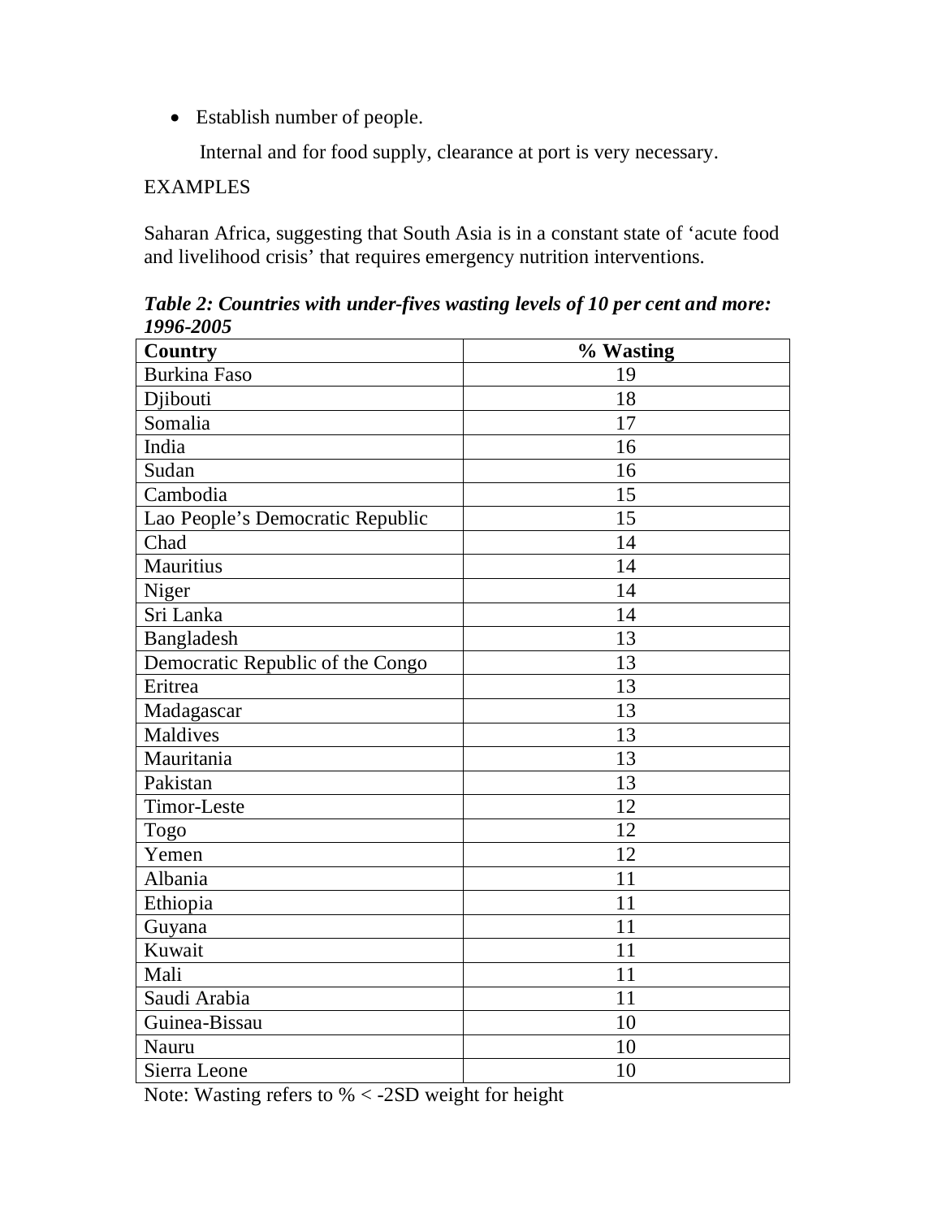- Establish number of people.

  Internal and for food supply, clearance at port is very necessary.

EXAMPLES

Saharan Africa, suggesting that South Asia is in a constant state of 'acute food and livelihood crisis' that requires emergency nutrition interventions.

***Table 2: Countries with under-fives wasting levels of 10 per cent and more: 1996-2005***

| Country | % Wasting |
|---|---|
| Burkina Faso | 19 |
| Djibouti | 18 |
| Somalia | 17 |
| India | 16 |
| Sudan | 16 |
| Cambodia | 15 |
| Lao People's Democratic Republic | 15 |
| Chad | 14 |
| Mauritius | 14 |
| Niger | 14 |
| Sri Lanka | 14 |
| Bangladesh | 13 |
| Democratic Republic of the Congo | 13 |
| Eritrea | 13 |
| Madagascar | 13 |
| Maldives | 13 |
| Mauritania | 13 |
| Pakistan | 13 |
| Timor-Leste | 12 |
| Togo | 12 |
| Yemen | 12 |
| Albania | 11 |
| Ethiopia | 11 |
| Guyana | 11 |
| Kuwait | 11 |
| Mali | 11 |
| Saudi Arabia | 11 |
| Guinea-Bissau | 10 |
| Nauru | 10 |
| Sierra Leone | 10 |

Note: Wasting refers to % < -2SD weight for height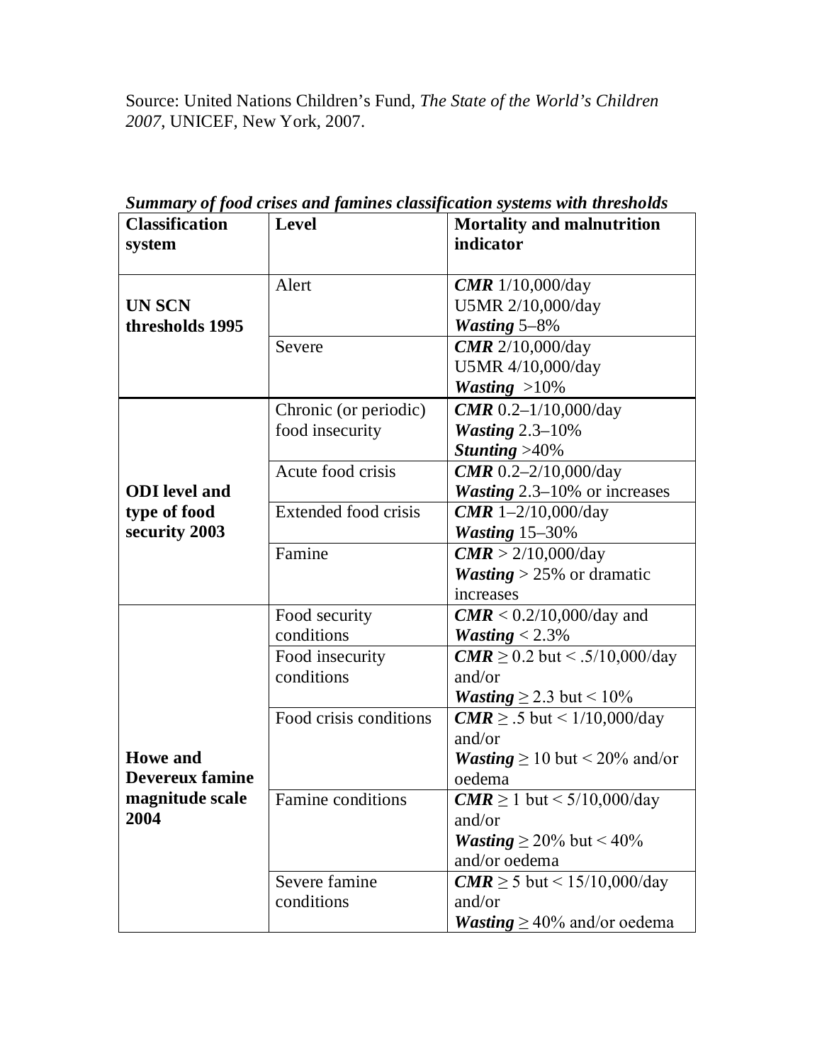Source: United Nations Children's Fund, *The State of the World's Children 2007*, UNICEF, New York, 2007.

***Summary of food crises and famines classification systems with thresholds***

| Classification system | Level | Mortality and malnutrition indicator |
|---|---|---|
| **UN SCN thresholds 1995** | Alert | ***CMR*** 1/10,000/day<br>U5MR 2/10,000/day<br>***Wasting*** 5–8% |
| | Severe | ***CMR*** 2/10,000/day<br>U5MR 4/10,000/day<br>***Wasting*** >10% |
| **ODI level and type of food security 2003** | Chronic (or periodic) food insecurity | ***CMR*** 0.2–1/10,000/day<br>***Wasting*** 2.3–10%<br>***Stunting*** >40% |
| | Acute food crisis | ***CMR*** 0.2–2/10,000/day<br>***Wasting*** 2.3–10% or increases |
| | Extended food crisis | ***CMR*** 1–2/10,000/day<br>***Wasting*** 15–30% |
| | Famine | ***CMR*** > 2/10,000/day<br>***Wasting*** > 25% or dramatic increases |
| **Howe and Devereux famine magnitude scale 2004** | Food security conditions | ***CMR*** < 0.2/10,000/day and<br>***Wasting*** < 2.3% |
| | Food insecurity conditions | ***CMR*** ≥ 0.2 but < .5/10,000/day and/or<br>***Wasting*** ≥ 2.3 but < 10% |
| | Food crisis conditions | ***CMR*** ≥ .5 but < 1/10,000/day and/or<br>***Wasting*** ≥ 10 but < 20% and/or oedema |
| | Famine conditions | ***CMR*** ≥ 1 but < 5/10,000/day and/or<br>***Wasting*** ≥ 20% but < 40% and/or oedema |
| | Severe famine conditions | ***CMR*** ≥ 5 but < 15/10,000/day and/or<br>***Wasting*** ≥ 40% and/or oedema |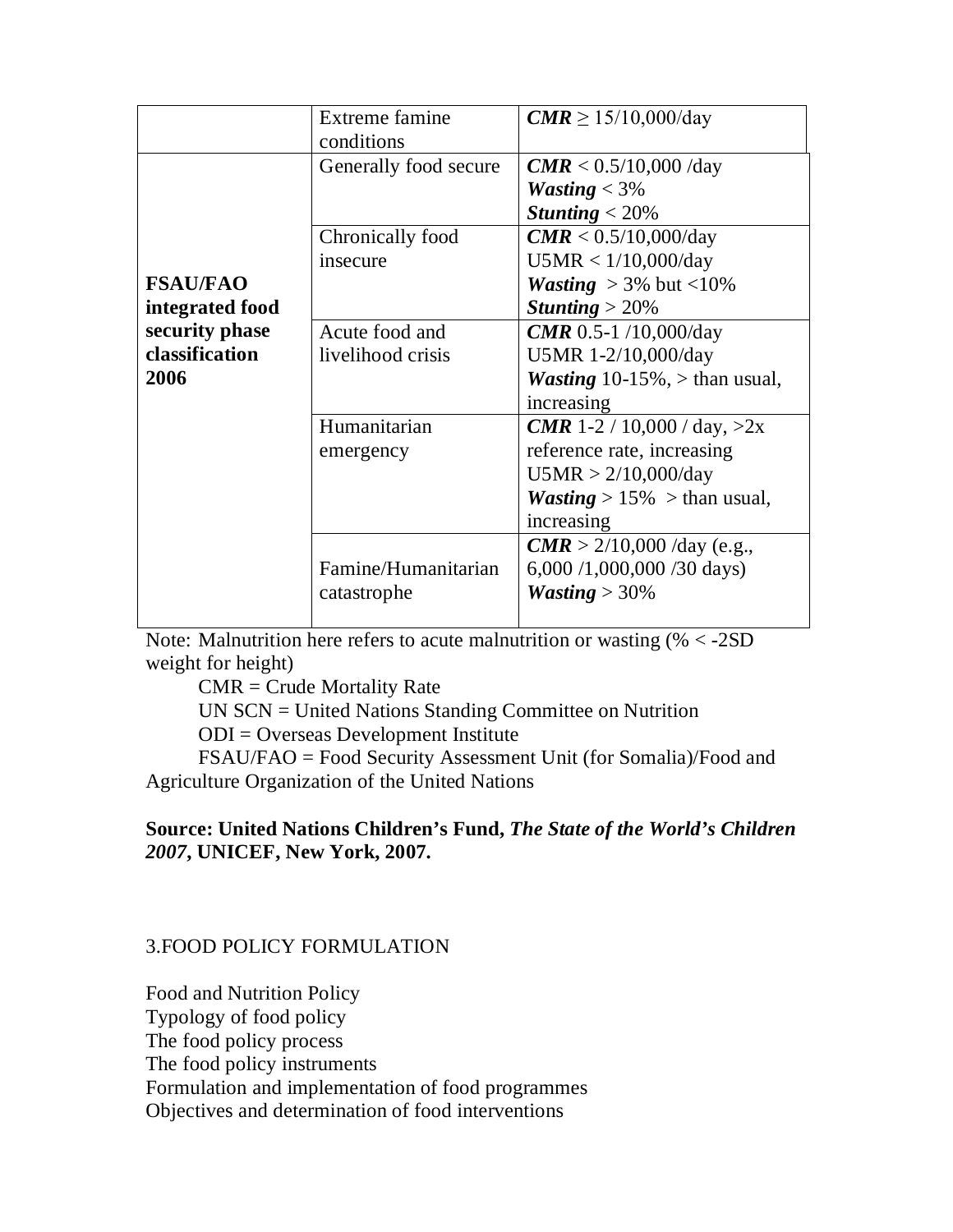| | | |
|---|---|---|
| | Extreme famine conditions | ***CMR*** ≥ 15/10,000/day |
| **FSAU/FAO integrated food security phase classification 2006** | Generally food secure | ***CMR*** < 0.5/10,000 /day<br>***Wasting*** < 3%<br>***Stunting*** < 20% |
| | Chronically food insecure | ***CMR*** < 0.5/10,000/day<br>U5MR < 1/10,000/day<br>***Wasting*** > 3% but <10%<br>***Stunting*** > 20% |
| | Acute food and livelihood crisis | ***CMR*** 0.5-1 /10,000/day<br>U5MR 1-2/10,000/day<br>***Wasting*** 10-15%, > than usual, increasing |
| | Humanitarian emergency | ***CMR*** 1-2 / 10,000 / day, >2x reference rate, increasing<br>U5MR > 2/10,000/day<br>***Wasting*** > 15% > than usual, increasing |
| | Famine/Humanitarian catastrophe | ***CMR*** > 2/10,000 /day (e.g., 6,000 /1,000,000 /30 days)<br>***Wasting*** > 30% |

Note: Malnutrition here refers to acute malnutrition or wasting (% < -2SD weight for height)

CMR = Crude Mortality Rate

UN SCN = United Nations Standing Committee on Nutrition

ODI = Overseas Development Institute

FSAU/FAO = Food Security Assessment Unit (for Somalia)/Food and Agriculture Organization of the United Nations

**Source: United Nations Children's Fund, *The State of the World's Children 2007*, UNICEF, New York, 2007.**

## 3.FOOD POLICY FORMULATION

Food and Nutrition Policy
Typology of food policy
The food policy process
The food policy instruments
Formulation and implementation of food programmes
Objectives and determination of food interventions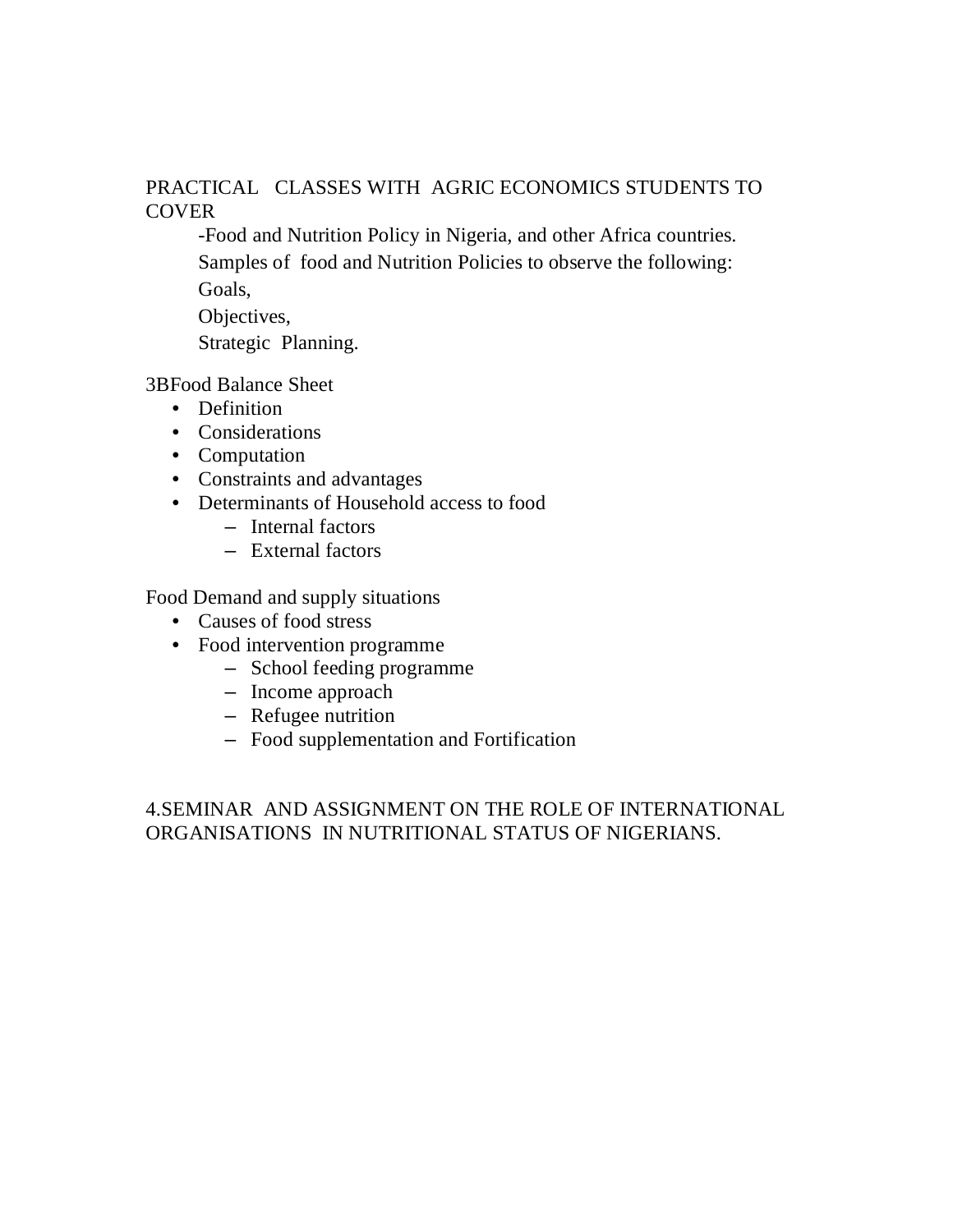PRACTICAL CLASSES WITH AGRIC ECONOMICS STUDENTS TO COVER

-Food and Nutrition Policy in Nigeria, and other Africa countries.

Samples of food and Nutrition Policies to observe the following:

Goals,

Objectives,

Strategic Planning.

3BFood Balance Sheet

- Definition
- Considerations
- Computation
- Constraints and advantages
- Determinants of Household access to food
  - Internal factors
  - External factors

Food Demand and supply situations

- Causes of food stress
- Food intervention programme
  - School feeding programme
  - Income approach
  - Refugee nutrition
  - Food supplementation and Fortification

4.SEMINAR AND ASSIGNMENT ON THE ROLE OF INTERNATIONAL ORGANISATIONS IN NUTRITIONAL STATUS OF NIGERIANS.